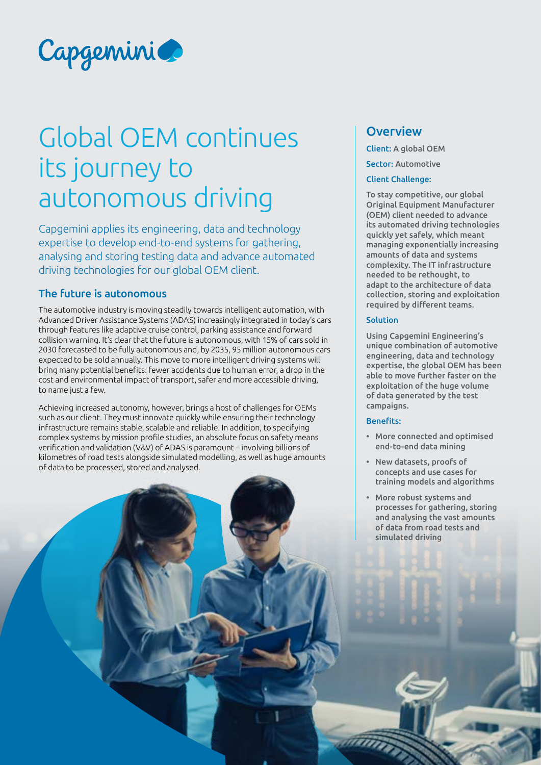# Global OEM continues its journey to autonomous driving

Capgemini applies its engineering, data and technology expertise to develop end-to-end systems for gathering, analysing and storing testing data and advance automated driving technologies for our global OEM client.

## The future is autonomous

The automotive industry is moving steadily towards intelligent automation, with Advanced Driver Assistance Systems (ADAS) increasingly integrated in today's cars through features like adaptive cruise control, parking assistance and forward collision warning. It's clear that the future is autonomous, with 15% of cars sold in 2030 forecasted to be fully autonomous and, by 2035, 95 million autonomous cars expected to be sold annually. This move to more intelligent driving systems will bring many potential benefits: fewer accidents due to human error, a drop in the cost and environmental impact of transport, safer and more accessible driving, to name just a few.

Achieving increased autonomy, however, brings a host of challenges for OEMs such as our client. They must innovate quickly while ensuring their technology infrastructure remains stable, scalable and reliable. In addition, to specifying complex systems by mission profile studies, an absolute focus on safety means verification and validation (V&V) of ADAS is paramount – involving billions of kilometres of road tests alongside simulated modelling, as well as huge amounts of data to be processed, stored and analysed.

## Overview

**Client:** A global OEM

**Sector:** Automotive

**Client Challenge:**

To stay competitive, our global Original Equipment Manufacturer (OEM) client needed to advance its automated driving technologies quickly yet safely, which meant managing exponentially increasing amounts of data and systems complexity. The IT infrastructure needed to be rethought, to adapt to the architecture of data collection, storing and exploitation required by different teams.

**Solution**

Using Capgemini Engineering's unique combination of automotive engineering, data and technology expertise, the global OEM has been able to move further faster on the exploitation of the huge volume of data generated by the test campaigns.

**Benefits:**

- More connected and optimised end-to-end data mining
- New datasets, proofs of concepts and use cases for training models and algorithms
- More robust systems and processes for gathering, storing and analysing the vast amounts of data from road tests and simulated driving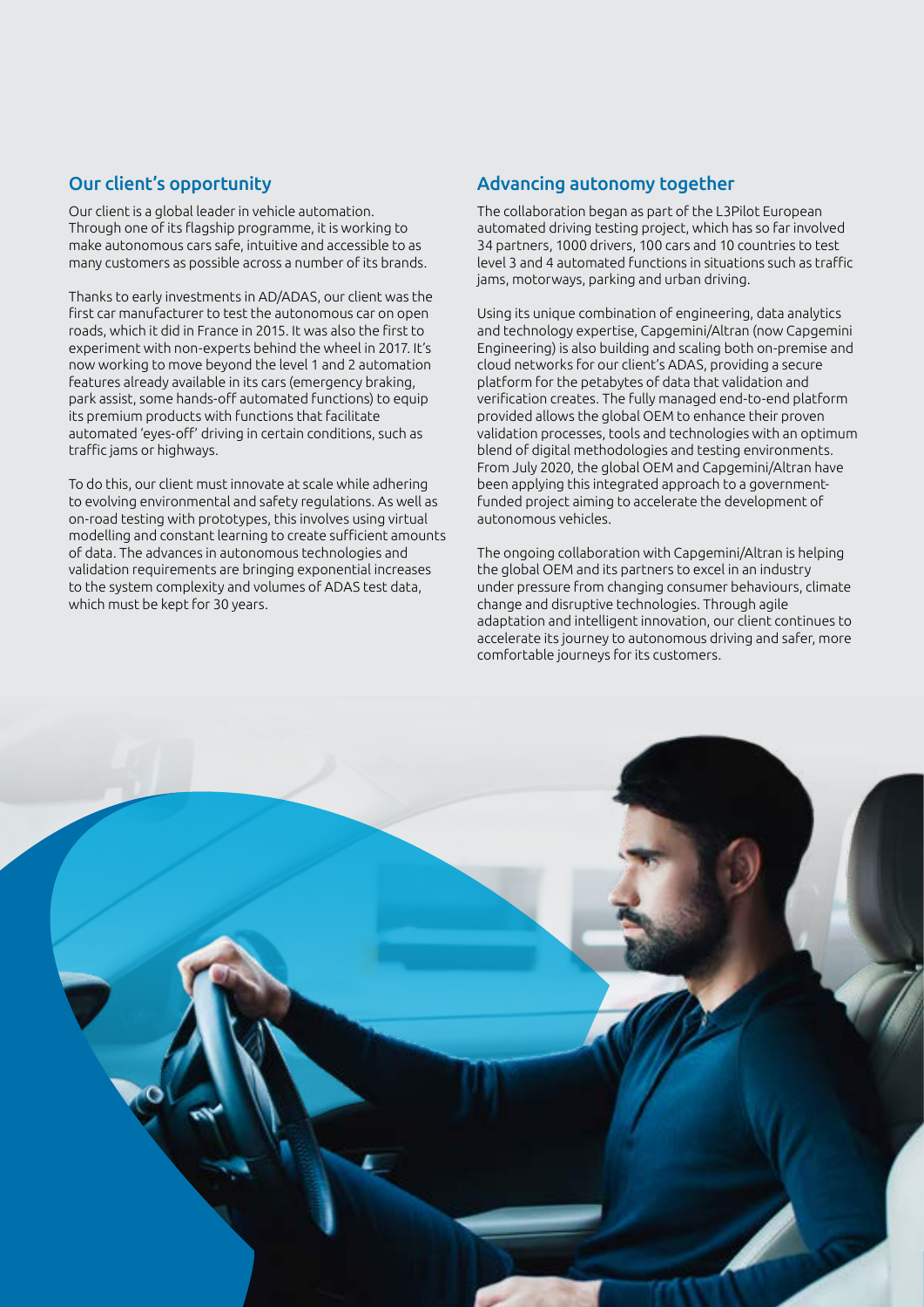## Our client's opportunity

Our client is a global leader in vehicle automation. Through one of its flagship programme, it is working to make autonomous cars safe, intuitive and accessible to as many customers as possible across a number of its brands.

Thanks to early investments in AD/ADAS, our client was the first car manufacturer to test the autonomous car on open roads, which it did in France in 2015. It was also the first to experiment with non-experts behind the wheel in 2017. It's now working to move beyond the level 1 and 2 automation features already available in its cars (emergency braking, park assist, some hands-off automated functions) to equip its premium products with functions that facilitate automated 'eyes-off' driving in certain conditions, such as traffic jams or highways.

To do this, our client must innovate at scale while adhering to evolving environmental and safety regulations. As well as on-road testing with prototypes, this involves using virtual modelling and constant learning to create sufficient amounts of data. The advances in autonomous technologies and validation requirements are bringing exponential increases to the system complexity and volumes of ADAS test data, which must be kept for 30 years.

## Advancing autonomy together

The collaboration began as part of the L3Pilot European automated driving testing project, which has so far involved 34 partners, 1000 drivers, 100 cars and 10 countries to test level 3 and 4 automated functions in situations such as traffic jams, motorways, parking and urban driving.

Using its unique combination of engineering, data analytics and technology expertise, Capgemini/Altran (now Capgemini Engineering) is also building and scaling both on-premise and cloud networks for our client's ADAS, providing a secure platform for the petabytes of data that validation and verification creates. The fully managed end-to-end platform provided allows the global OEM to enhance their proven validation processes, tools and technologies with an optimum blend of digital methodologies and testing environments. From July 2020, the global OEM and Capgemini/Altran have been applying this integrated approach to a government-funded project aiming to accelerate the development of autonomous vehicles.

The ongoing collaboration with Capgemini/Altran is helping the global OEM and its partners to excel in an industry under pressure from changing consumer behaviours, climate change and disruptive technologies. Through agile adaptation and intelligent innovation, our client continues to accelerate its journey to autonomous driving and safer, more comfortable journeys for its customers.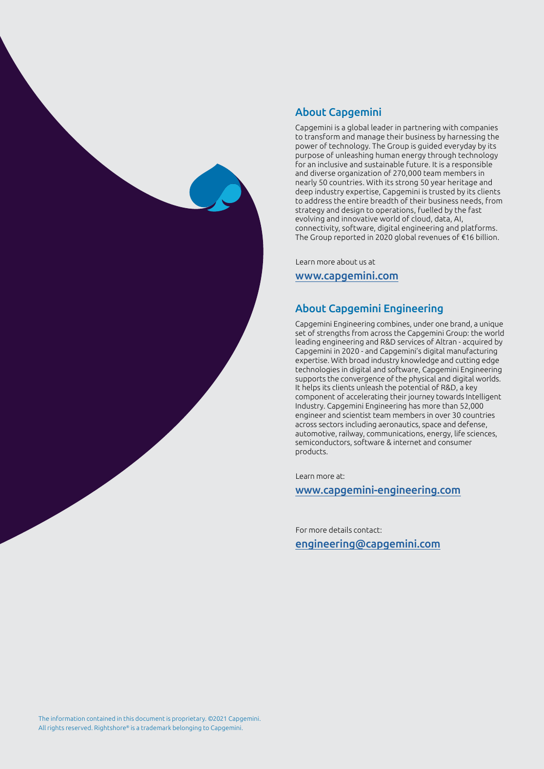## About Capgemini

Capgemini is a global leader in partnering with companies to transform and manage their business by harnessing the power of technology. The Group is guided everyday by its purpose of unleashing human energy through technology for an inclusive and sustainable future. It is a responsible and diverse organization of 270,000 team members in nearly 50 countries. With its strong 50 year heritage and deep industry expertise, Capgemini is trusted by its clients to address the entire breadth of their business needs, from strategy and design to operations, fuelled by the fast evolving and innovative world of cloud, data, AI, connectivity, software, digital engineering and platforms. The Group reported in 2020 global revenues of €16 billion.

Learn more about us at

www.capgemini.com

## About Capgemini Engineering

Capgemini Engineering combines, under one brand, a unique set of strengths from across the Capgemini Group: the world leading engineering and R&D services of Altran - acquired by Capgemini in 2020 - and Capgemini's digital manufacturing expertise. With broad industry knowledge and cutting edge technologies in digital and software, Capgemini Engineering supports the convergence of the physical and digital worlds. It helps its clients unleash the potential of R&D, a key component of accelerating their journey towards Intelligent Industry. Capgemini Engineering has more than 52,000 engineer and scientist team members in over 30 countries across sectors including aeronautics, space and defense, automotive, railway, communications, energy, life sciences, semiconductors, software & internet and consumer products.

Learn more at:

www.capgemini-engineering.com

For more details contact:

engineering@capgemini.com

The information contained in this document is proprietary. ©2021 Capgemini. All rights reserved. Rightshore® is a trademark belonging to Capgemini.